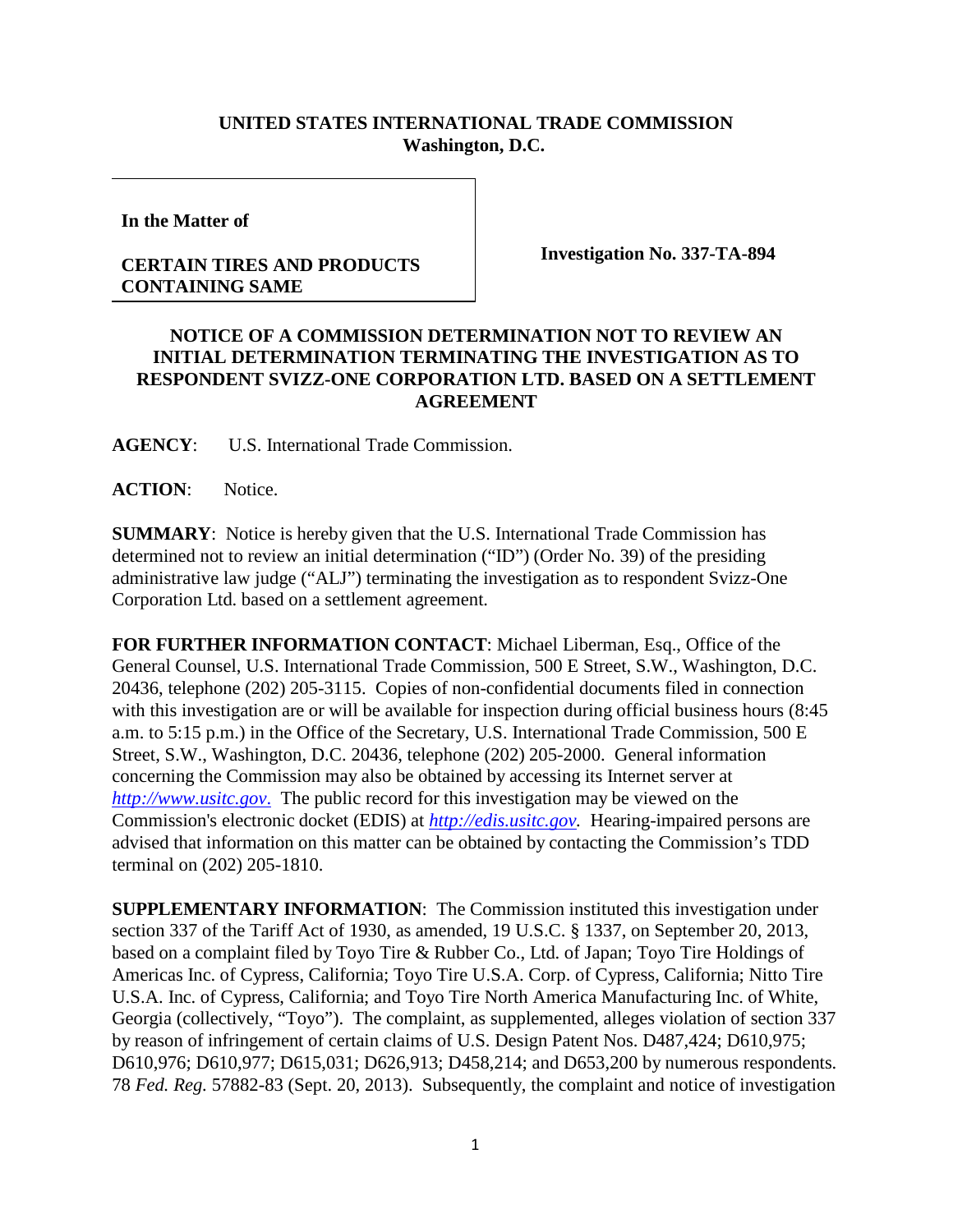**UNITED STATES INTERNATIONAL TRADE COMMISSION**
**Washington, D.C.**

| **In the Matter of**<br><br>**CERTAIN TIRES AND PRODUCTS CONTAINING SAME** | **Investigation No. 337-TA-894** |
|---|---|

## NOTICE OF A COMMISSION DETERMINATION NOT TO REVIEW AN INITIAL DETERMINATION TERMINATING THE INVESTIGATION AS TO RESPONDENT SVIZZ-ONE CORPORATION LTD. BASED ON A SETTLEMENT AGREEMENT

**AGENCY**: U.S. International Trade Commission.

**ACTION**: Notice.

**SUMMARY**: Notice is hereby given that the U.S. International Trade Commission has determined not to review an initial determination ("ID") (Order No. 39) of the presiding administrative law judge ("ALJ") terminating the investigation as to respondent Svizz-One Corporation Ltd. based on a settlement agreement.

**FOR FURTHER INFORMATION CONTACT**: Michael Liberman, Esq., Office of the General Counsel, U.S. International Trade Commission, 500 E Street, S.W., Washington, D.C. 20436, telephone (202) 205-3115. Copies of non-confidential documents filed in connection with this investigation are or will be available for inspection during official business hours (8:45 a.m. to 5:15 p.m.) in the Office of the Secretary, U.S. International Trade Commission, 500 E Street, S.W., Washington, D.C. 20436, telephone (202) 205-2000. General information concerning the Commission may also be obtained by accessing its Internet server at *http://www.usitc.gov*. The public record for this investigation may be viewed on the Commission's electronic docket (EDIS) at *http://edis.usitc.gov*. Hearing-impaired persons are advised that information on this matter can be obtained by contacting the Commission's TDD terminal on (202) 205-1810.

**SUPPLEMENTARY INFORMATION**: The Commission instituted this investigation under section 337 of the Tariff Act of 1930, as amended, 19 U.S.C. § 1337, on September 20, 2013, based on a complaint filed by Toyo Tire & Rubber Co., Ltd. of Japan; Toyo Tire Holdings of Americas Inc. of Cypress, California; Toyo Tire U.S.A. Corp. of Cypress, California; Nitto Tire U.S.A. Inc. of Cypress, California; and Toyo Tire North America Manufacturing Inc. of White, Georgia (collectively, "Toyo"). The complaint, as supplemented, alleges violation of section 337 by reason of infringement of certain claims of U.S. Design Patent Nos. D487,424; D610,975; D610,976; D610,977; D615,031; D626,913; D458,214; and D653,200 by numerous respondents. 78 *Fed. Reg.* 57882-83 (Sept. 20, 2013). Subsequently, the complaint and notice of investigation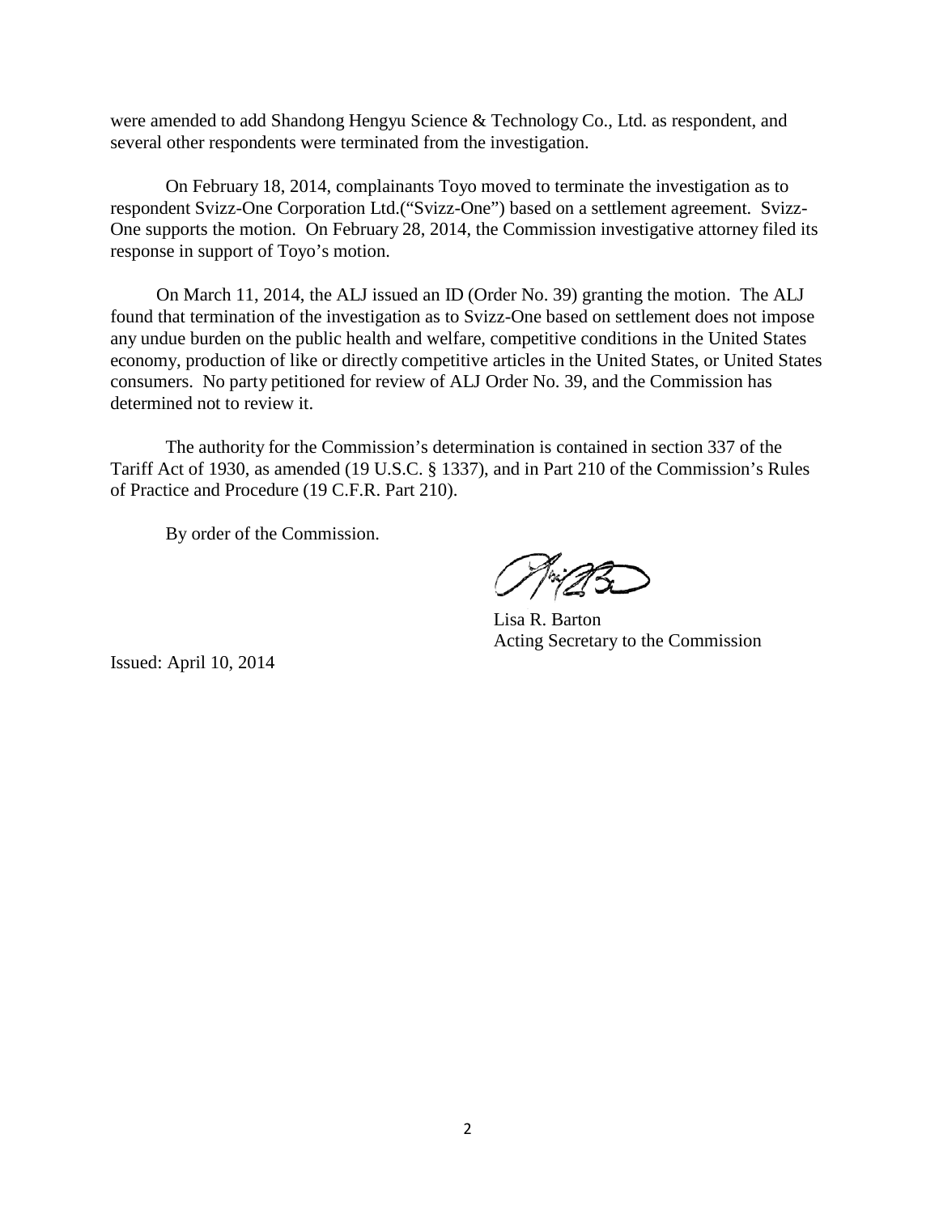were amended to add Shandong Hengyu Science & Technology Co., Ltd. as respondent, and several other respondents were terminated from the investigation.

On February 18, 2014, complainants Toyo moved to terminate the investigation as to respondent Svizz-One Corporation Ltd.("Svizz-One") based on a settlement agreement. Svizz-One supports the motion. On February 28, 2014, the Commission investigative attorney filed its response in support of Toyo's motion.

On March 11, 2014, the ALJ issued an ID (Order No. 39) granting the motion. The ALJ found that termination of the investigation as to Svizz-One based on settlement does not impose any undue burden on the public health and welfare, competitive conditions in the United States economy, production of like or directly competitive articles in the United States, or United States consumers. No party petitioned for review of ALJ Order No. 39, and the Commission has determined not to review it.

The authority for the Commission's determination is contained in section 337 of the Tariff Act of 1930, as amended (19 U.S.C. § 1337), and in Part 210 of the Commission's Rules of Practice and Procedure (19 C.F.R. Part 210).

By order of the Commission.

Lisa R. Barton
Acting Secretary to the Commission

Issued: April 10, 2014